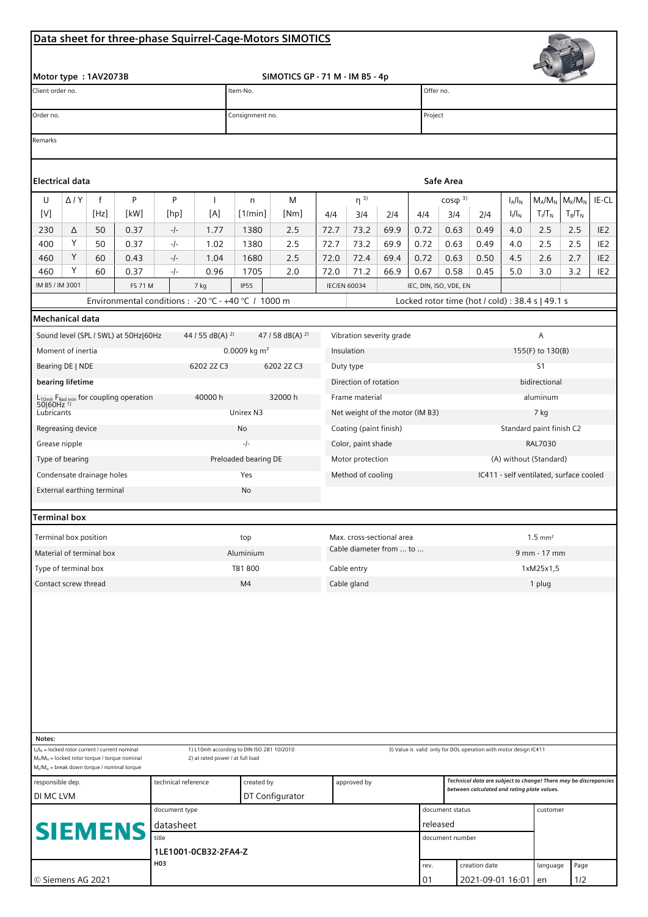# Data sheet for three-phase Squirrel-Cage-Motors SIMOTICS

**Motor type : 1AV2073B** — **SIMOTICS GP - 71 M - IM B5 - 4p**

| Client order no. | Item-No. | Offer no. |
|---|---|---|
| Order no. | Consignment no. | Project |

Remarks

## Electrical data

**Safe Area**

| U [V] | Δ / Y | f [Hz] | P [kW] | P [hp] | I [A] | n [1/min] | M [Nm] | η [3] 4/4 | η 3/4 | η 2/4 | cosφ [3] 4/4 | cosφ 3/4 | cosφ 2/4 | $I_A/I_N$ $I_l/I_N$ | $M_A/M_N$ $T_l/T_N$ | $M_K/M_N$ $T_B/T_N$ | IE-CL |
|---|---|---|---|---|---|---|---|---|---|---|---|---|---|---|---|---|---|
| 230 | Δ | 50 | 0.37 | -/- | 1.77 | 1380 | 2.5 | 72.7 | 73.2 | 69.9 | 0.72 | 0.63 | 0.49 | 4.0 | 2.5 | 2.5 | IE2 |
| 400 | Y | 50 | 0.37 | -/- | 1.02 | 1380 | 2.5 | 72.7 | 73.2 | 69.9 | 0.72 | 0.63 | 0.49 | 4.0 | 2.5 | 2.5 | IE2 |
| 460 | Y | 60 | 0.43 | -/- | 1.04 | 1680 | 2.5 | 72.0 | 72.4 | 69.4 | 0.72 | 0.63 | 0.50 | 4.5 | 2.6 | 2.7 | IE2 |
| 460 | Y | 60 | 0.37 | -/- | 0.96 | 1705 | 2.0 | 72.0 | 71.2 | 66.9 | 0.67 | 0.58 | 0.45 | 5.0 | 3.0 | 3.2 | IE2 |

IM B5 / IM 3001 | FS 71 M | 7 kg | IP55 | IEC/EN 60034 | IEC, DIN, ISO, VDE, EN

Environmental conditions : -20 °C - +40 °C / 1000 m

Locked rotor time (hot / cold) : 38.4 s | 49.1 s

## Mechanical data

| | | | | |
|---|---|---|---|---|
| Sound level (SPL / SWL) at 50Hz\|60Hz | 44 / 55 dB(A) [2] | 47 / 58 dB(A) [2] | Vibration severity grade | A |
| Moment of inertia | 0.0009 kg m² | | Insulation | 155(F) to 130(B) |
| Bearing DE \| NDE | 6202 2Z C3 | 6202 2Z C3 | Duty type | S1 |
| **bearing lifetime** | | | Direction of rotation | bidirectional |
| $L_{10mh}$ $F_{Rad\ min}$ for coupling operation 50\|60Hz [1] | 40000 h | 32000 h | Frame material | aluminum |
| Lubricants | Unirex N3 | | Net weight of the motor (IM B3) | 7 kg |
| Regreasing device | No | | Coating (paint finish) | Standard paint finish C2 |
| Grease nipple | -/- | | Color, paint shade | RAL7030 |
| Type of bearing | Preloaded bearing DE | | Motor protection | (A) without (Standard) |
| Condensate drainage holes | Yes | | Method of cooling | IC411 - self ventilated, surface cooled |
| External earthing terminal | No | | | |

## Terminal box

| | | | |
|---|---|---|---|
| Terminal box position | top | Max. cross-sectional area | 1.5 mm² |
| Material of terminal box | Aluminium | Cable diameter from ... to ... | 9 mm - 17 mm |
| Type of terminal box | TB1 B00 | Cable entry | 1xM25x1,5 |
| Contact screw thread | M4 | Cable gland | 1 plug |

**Notes:**

$I_A/I_N$ = locked rotor current / current nominal
$M_A/M_N$ = locked rotor torque / torque nominal
$M_K/M_N$ = break down torque / nominal torque

1) L10mh according to DIN ISO 281 10/2010
2) at rated power / at full load
3) Value is valid only for DOL operation with motor design IC411

| responsible dep. | technical reference | created by | approved by | *Technical data are subject to change! There may be discrepancies between calculated and rating plate values.* |
|---|---|---|---|---|
| DI MC LVM | | DT Configurator | | |

**SIEMENS**

| document type | document status | customer |
|---|---|---|
| datasheet | released | |
| title | document number | |
| 1LE1001-0CB32-2FA4-Z | | |

H03

| rev. | creation date | language | Page |
|---|---|---|---|
| 01 | 2021-09-01 16:01 | en | 1/2 |

© Siemens AG 2021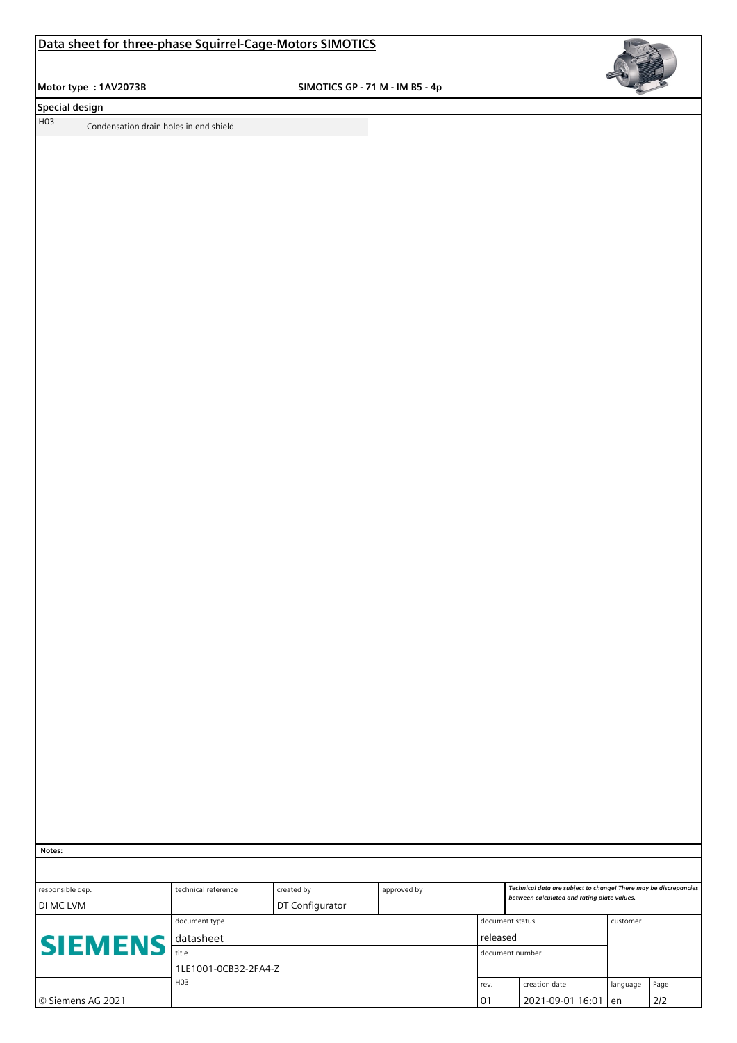## Data sheet for three-phase Squirrel-Cage-Motors SIMOTICS

**Motor type : 1AV2073B** **SIMOTICS GP - 71 M - IM B5 - 4p**

### Special design

| | |
|---|---|
| H03 | Condensation drain holes in end shield |

**Notes:**

| responsible dep. | technical reference | created by | approved by | | *Technical data are subject to change! There may be discrepancies between calculated and rating plate values.* | | |
|---|---|---|---|---|---|---|---|
| DI MC LVM | | DT Configurator | | | | | |
| **SIEMENS** | document type | | | document status | | customer | |
| | datasheet | | | released | | | |
| | title | | | document number | | | |
| | 1LE1001-0CB32-2FA4-Z | | | | | | |
| | H03 | | | rev. | creation date | language | Page |
| © Siemens AG 2021 | | | | 01 | 2021-09-01 16:01 | en | 2/2 |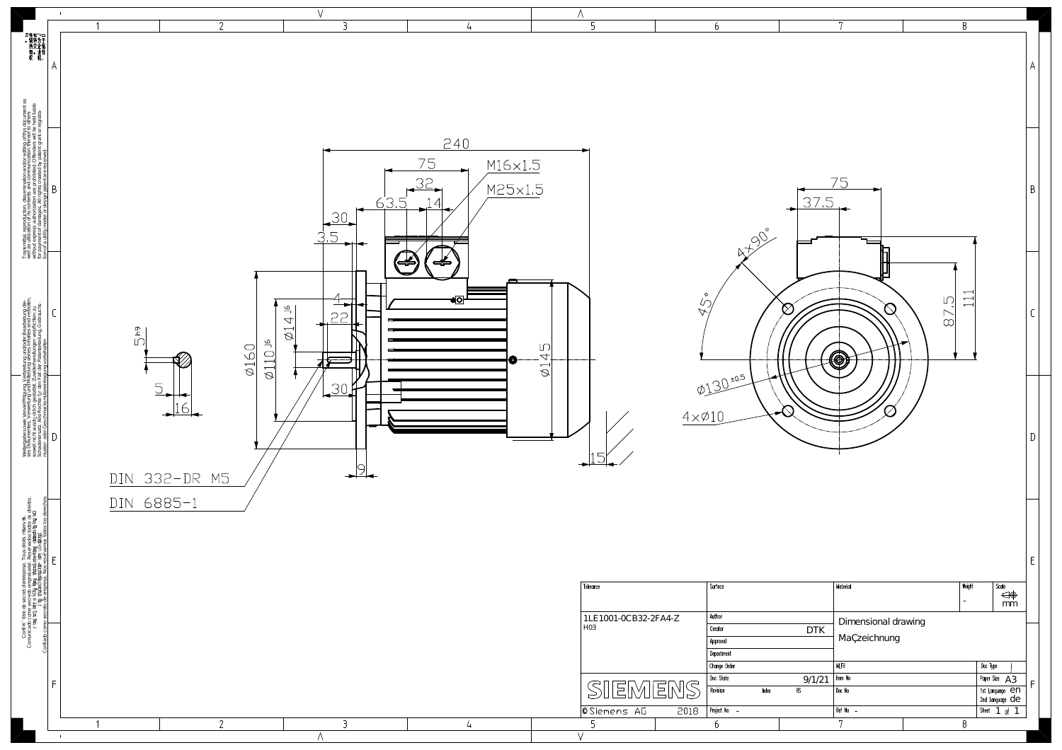240

75

M16x1.5

32

M25x1.5

63.5

14

30

3.5

4

22

$\varnothing 14^{j6}$

$5^{h9}$

$\varnothing 160$

$\varnothing 110^{j6}$

$\varnothing 145$

5

16

30

15

9

DIN 332-DR M5

DIN 6885-1

75

37.5

4x90°

45°

87.5

111

$\varnothing 130^{\pm 0.5}$

4x$\varnothing$10

| Tolerance | Surface | Material | Weight | Scale |
|---|---|---|---|---|
| | | | - | mm |
| 1LE1001-0CB32-2FA4-Z H03 | Author | Dimensional drawing MaÇzeichnung | | |
| | Creator DTK | | | |
| | Approval | | | |
| | Department | | | |
| | Change Order | MLFB | | Doc Type |
| SIEMENS | Doc State 9/1/21 | Item No | | Paper Size A3 |
| | Revision Index RS | Doc No | | 1st Language en 2nd Language de |
| © Siemens AG 2018 | Project No - | Ref No - | | Sheet 1 of 1 |

Transmittal, reproduction, dissemination and/or editing of this document as well as utilization of its contents and communication thereof to others without express authorization are prohibited. Offenders will be held liable for payment of damages. All rights created by patent grant or registration of a utility model or design patent are reserved.

Weitergabe sowie Vervielfältigung, Verbreitung und/oder Bearbeitung dieses Dokumentes, Verwertung und Mitteilung seines Inhaltes sind verboten, soweit nicht ausdrücklich gestattet. Zuwiderhandlungen verpflichten zu Schadenersatz. Alle Rechte für den Fall der Patenterteilung, Gebrauchsmuster- oder Geschmacksmustereintragung vorbehalten.

Confié à titre de secret d'entreprise. Tous droits réservés.

Confiado como secreto de empresa. Nos reservamos todos los derechos.